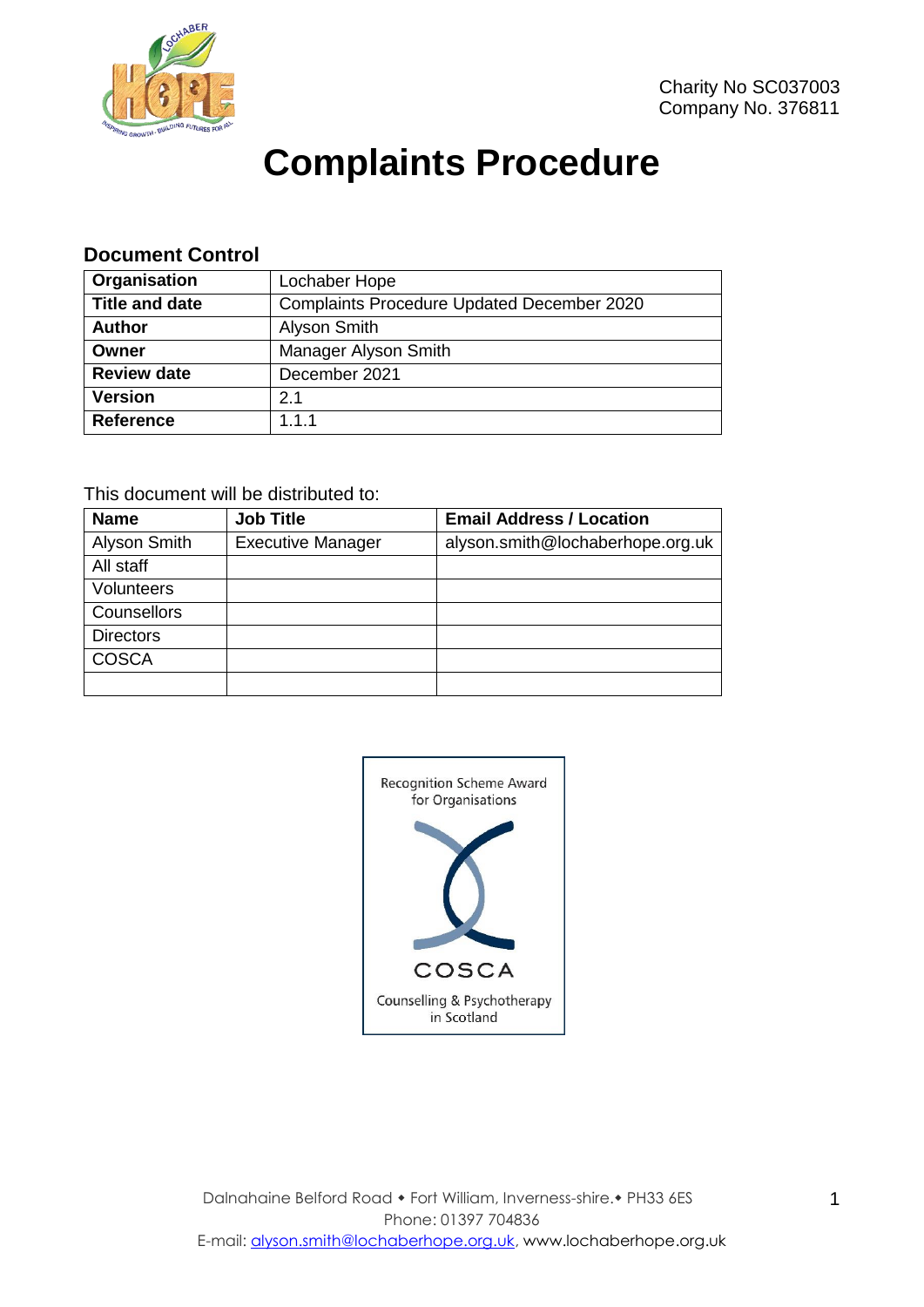Charity No SC037003
Company No. 376811

# Complaints Procedure

### Document Control

| Organisation | Lochaber Hope |
|---|---|
| Title and date | Complaints Procedure Updated December 2020 |
| Author | Alyson Smith |
| Owner | Manager Alyson Smith |
| Review date | December 2021 |
| Version | 2.1 |
| Reference | 1.1.1 |

This document will be distributed to:

| Name | Job Title | Email Address / Location |
|---|---|---|
| Alyson Smith | Executive Manager | alyson.smith@lochaberhope.org.uk |
| All staff | | |
| Volunteers | | |
| Counsellors | | |
| Directors | | |
| COSCA | | |
| | | |

Recognition Scheme Award for Organisations

COSCA

Counselling & Psychotherapy in Scotland

Dalnahaine Belford Road ◆ Fort William, Inverness-shire.◆ PH33 6ES
Phone: 01397 704836
E-mail: alyson.smith@lochaberhope.org.uk, www.lochaberhope.org.uk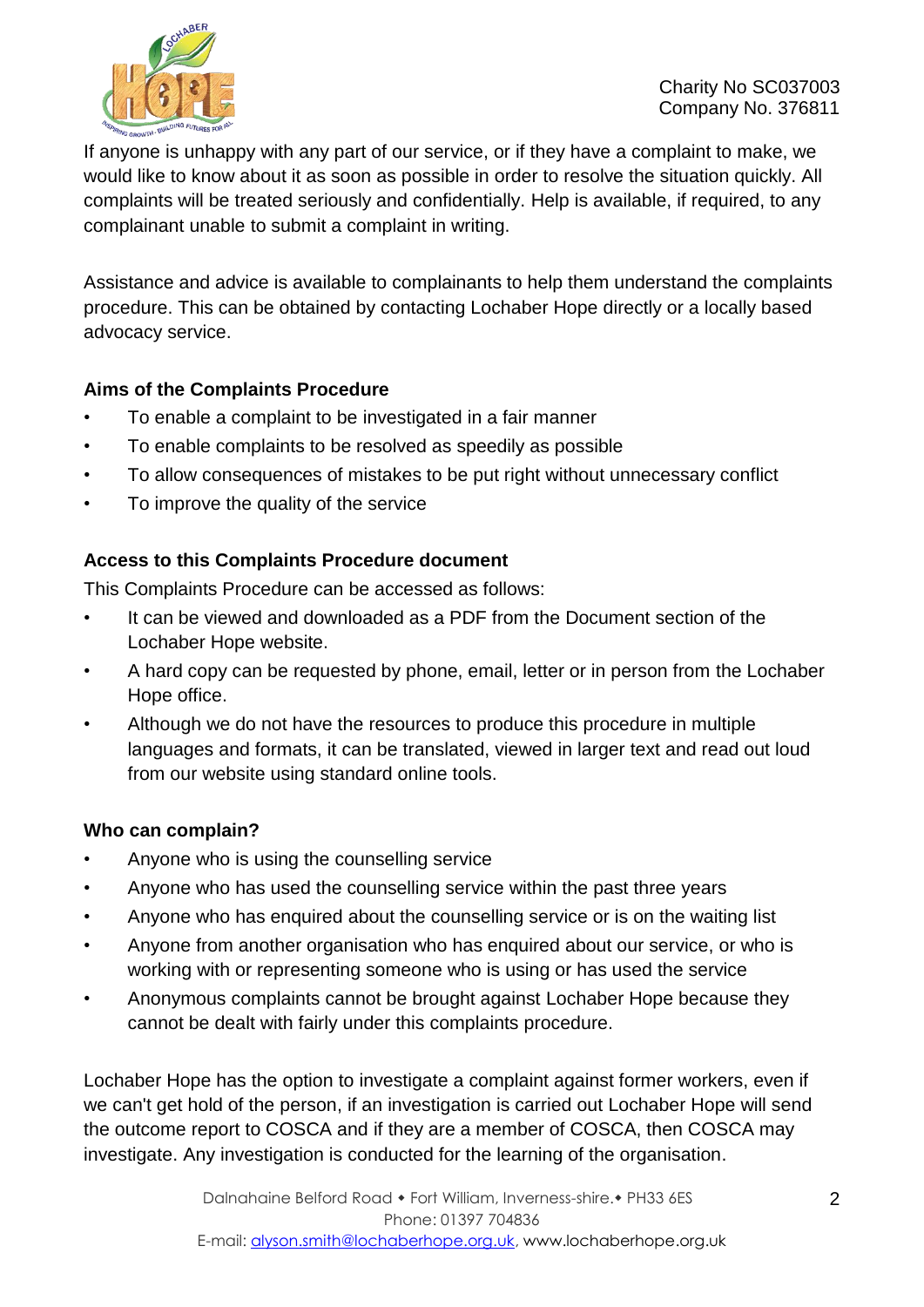If anyone is unhappy with any part of our service, or if they have a complaint to make, we would like to know about it as soon as possible in order to resolve the situation quickly. All complaints will be treated seriously and confidentially. Help is available, if required, to any complainant unable to submit a complaint in writing.

Assistance and advice is available to complainants to help them understand the complaints procedure. This can be obtained by contacting Lochaber Hope directly or a locally based advocacy service.

**Aims of the Complaints Procedure**

- To enable a complaint to be investigated in a fair manner
- To enable complaints to be resolved as speedily as possible
- To allow consequences of mistakes to be put right without unnecessary conflict
- To improve the quality of the service

**Access to this Complaints Procedure document**

This Complaints Procedure can be accessed as follows:

- It can be viewed and downloaded as a PDF from the Document section of the Lochaber Hope website.
- A hard copy can be requested by phone, email, letter or in person from the Lochaber Hope office.
- Although we do not have the resources to produce this procedure in multiple languages and formats, it can be translated, viewed in larger text and read out loud from our website using standard online tools.

**Who can complain?**

- Anyone who is using the counselling service
- Anyone who has used the counselling service within the past three years
- Anyone who has enquired about the counselling service or is on the waiting list
- Anyone from another organisation who has enquired about our service, or who is working with or representing someone who is using or has used the service
- Anonymous complaints cannot be brought against Lochaber Hope because they cannot be dealt with fairly under this complaints procedure.

Lochaber Hope has the option to investigate a complaint against former workers, even if we can't get hold of the person, if an investigation is carried out Lochaber Hope will send the outcome report to COSCA and if they are a member of COSCA, then COSCA may investigate. Any investigation is conducted for the learning of the organisation.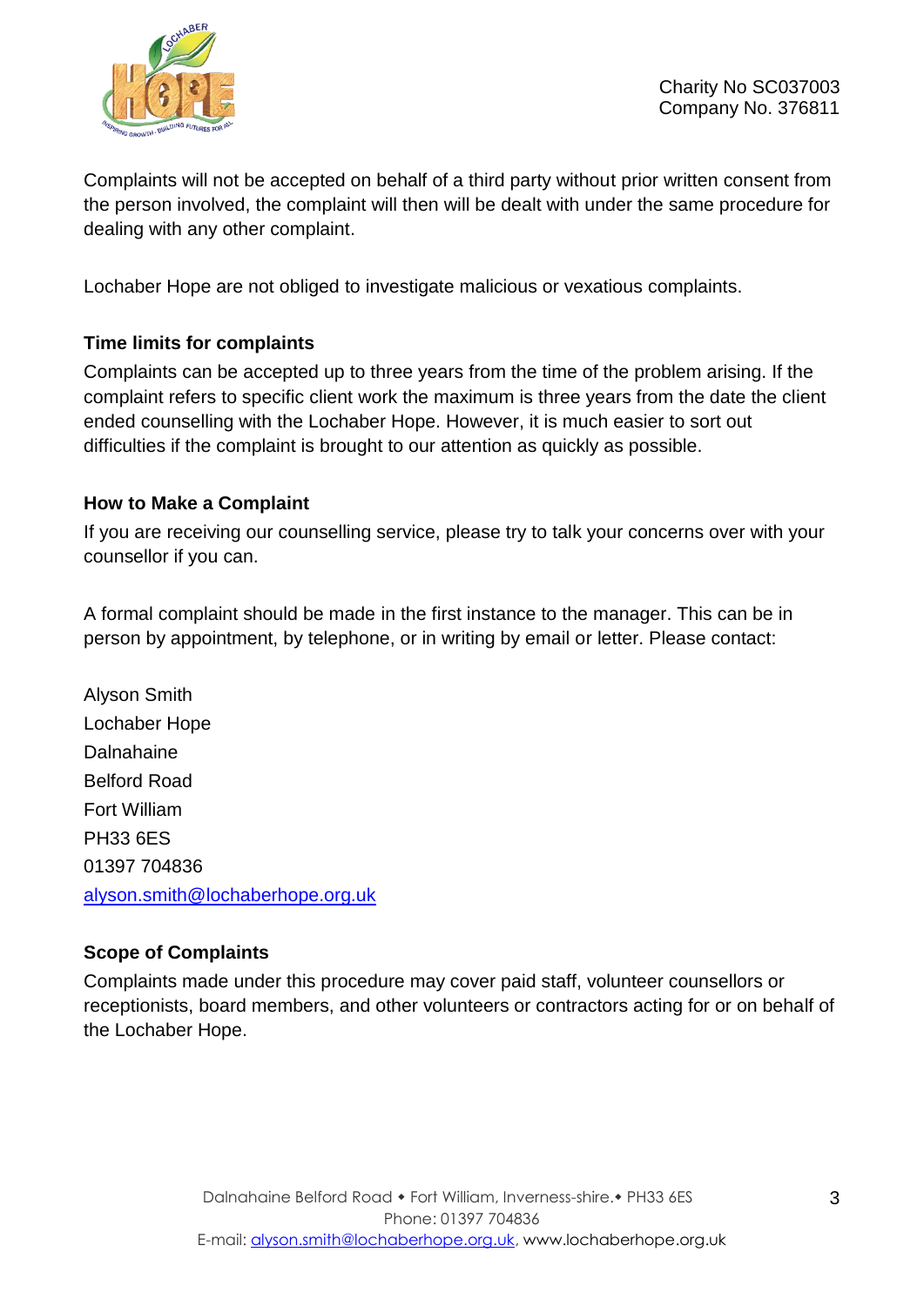Complaints will not be accepted on behalf of a third party without prior written consent from the person involved, the complaint will then will be dealt with under the same procedure for dealing with any other complaint.

Lochaber Hope are not obliged to investigate malicious or vexatious complaints.

**Time limits for complaints**

Complaints can be accepted up to three years from the time of the problem arising. If the complaint refers to specific client work the maximum is three years from the date the client ended counselling with the Lochaber Hope. However, it is much easier to sort out difficulties if the complaint is brought to our attention as quickly as possible.

**How to Make a Complaint**

If you are receiving our counselling service, please try to talk your concerns over with your counsellor if you can.

A formal complaint should be made in the first instance to the manager. This can be in person by appointment, by telephone, or in writing by email or letter. Please contact:

Alyson Smith
Lochaber Hope
Dalnahaine
Belford Road
Fort William
PH33 6ES
01397 704836
alyson.smith@lochaberhope.org.uk

**Scope of Complaints**

Complaints made under this procedure may cover paid staff, volunteer counsellors or receptionists, board members, and other volunteers or contractors acting for or on behalf of the Lochaber Hope.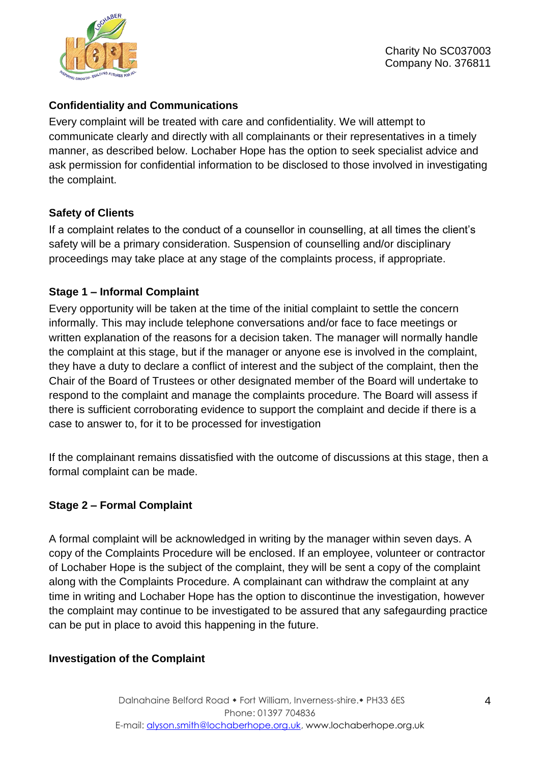**Confidentiality and Communications**

Every complaint will be treated with care and confidentiality. We will attempt to communicate clearly and directly with all complainants or their representatives in a timely manner, as described below. Lochaber Hope has the option to seek specialist advice and ask permission for confidential information to be disclosed to those involved in investigating the complaint.

**Safety of Clients**

If a complaint relates to the conduct of a counsellor in counselling, at all times the client's safety will be a primary consideration. Suspension of counselling and/or disciplinary proceedings may take place at any stage of the complaints process, if appropriate.

**Stage 1 – Informal Complaint**

Every opportunity will be taken at the time of the initial complaint to settle the concern informally. This may include telephone conversations and/or face to face meetings or written explanation of the reasons for a decision taken. The manager will normally handle the complaint at this stage, but if the manager or anyone ese is involved in the complaint, they have a duty to declare a conflict of interest and the subject of the complaint, then the Chair of the Board of Trustees or other designated member of the Board will undertake to respond to the complaint and manage the complaints procedure. The Board will assess if there is sufficient corroborating evidence to support the complaint and decide if there is a case to answer to, for it to be processed for investigation

If the complainant remains dissatisfied with the outcome of discussions at this stage, then a formal complaint can be made.

**Stage 2 – Formal Complaint**

A formal complaint will be acknowledged in writing by the manager within seven days. A copy of the Complaints Procedure will be enclosed. If an employee, volunteer or contractor of Lochaber Hope is the subject of the complaint, they will be sent a copy of the complaint along with the Complaints Procedure. A complainant can withdraw the complaint at any time in writing and Lochaber Hope has the option to discontinue the investigation, however the complaint may continue to be investigated to be assured that any safegaurding practice can be put in place to avoid this happening in the future.

**Investigation of the Complaint**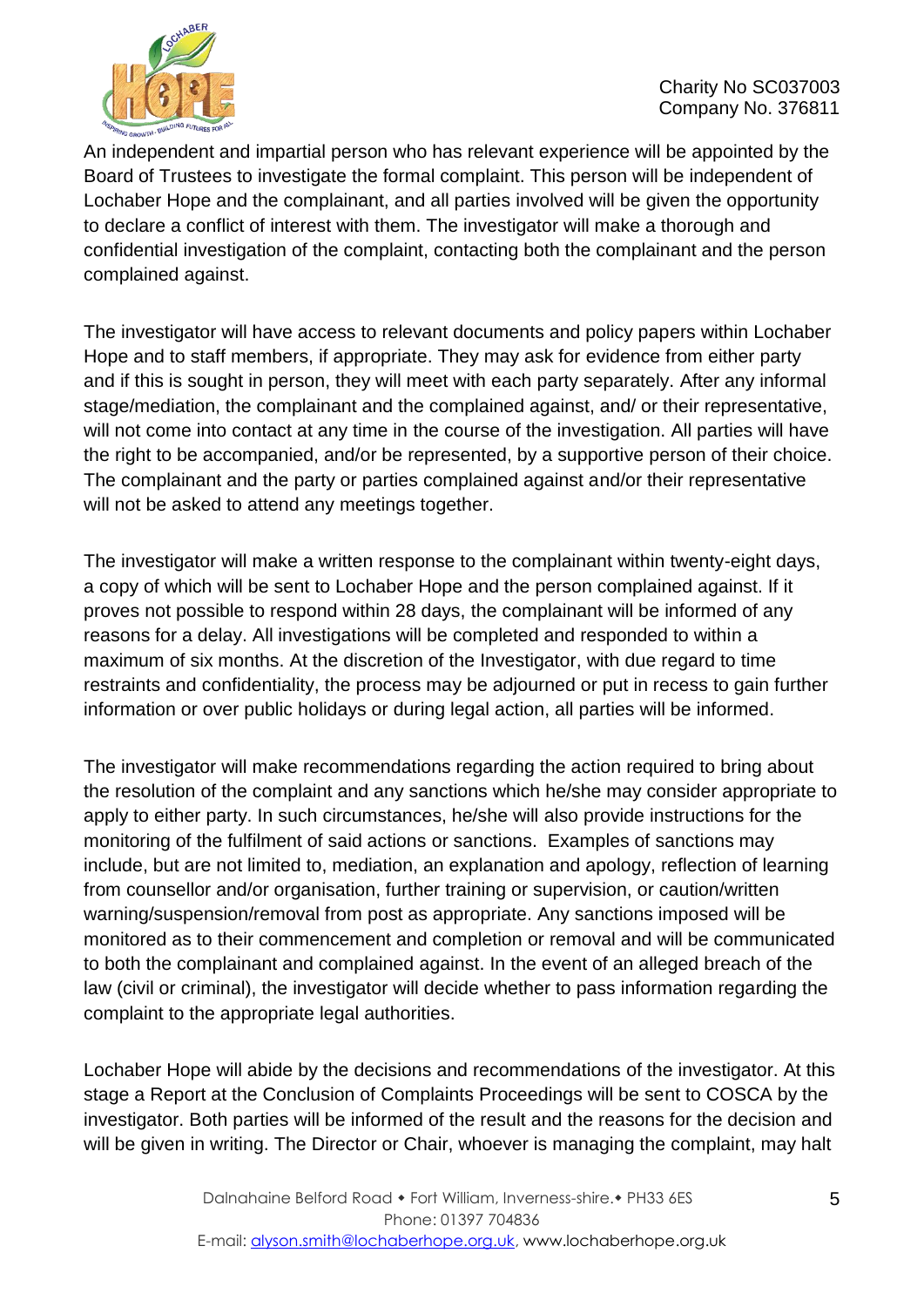An independent and impartial person who has relevant experience will be appointed by the Board of Trustees to investigate the formal complaint. This person will be independent of Lochaber Hope and the complainant, and all parties involved will be given the opportunity to declare a conflict of interest with them. The investigator will make a thorough and confidential investigation of the complaint, contacting both the complainant and the person complained against.

The investigator will have access to relevant documents and policy papers within Lochaber Hope and to staff members, if appropriate. They may ask for evidence from either party and if this is sought in person, they will meet with each party separately. After any informal stage/mediation, the complainant and the complained against, and/ or their representative, will not come into contact at any time in the course of the investigation. All parties will have the right to be accompanied, and/or be represented, by a supportive person of their choice. The complainant and the party or parties complained against and/or their representative will not be asked to attend any meetings together.

The investigator will make a written response to the complainant within twenty-eight days, a copy of which will be sent to Lochaber Hope and the person complained against. If it proves not possible to respond within 28 days, the complainant will be informed of any reasons for a delay. All investigations will be completed and responded to within a maximum of six months. At the discretion of the Investigator, with due regard to time restraints and confidentiality, the process may be adjourned or put in recess to gain further information or over public holidays or during legal action, all parties will be informed.

The investigator will make recommendations regarding the action required to bring about the resolution of the complaint and any sanctions which he/she may consider appropriate to apply to either party. In such circumstances, he/she will also provide instructions for the monitoring of the fulfilment of said actions or sanctions. Examples of sanctions may include, but are not limited to, mediation, an explanation and apology, reflection of learning from counsellor and/or organisation, further training or supervision, or caution/written warning/suspension/removal from post as appropriate. Any sanctions imposed will be monitored as to their commencement and completion or removal and will be communicated to both the complainant and complained against. In the event of an alleged breach of the law (civil or criminal), the investigator will decide whether to pass information regarding the complaint to the appropriate legal authorities.

Lochaber Hope will abide by the decisions and recommendations of the investigator. At this stage a Report at the Conclusion of Complaints Proceedings will be sent to COSCA by the investigator. Both parties will be informed of the result and the reasons for the decision and will be given in writing. The Director or Chair, whoever is managing the complaint, may halt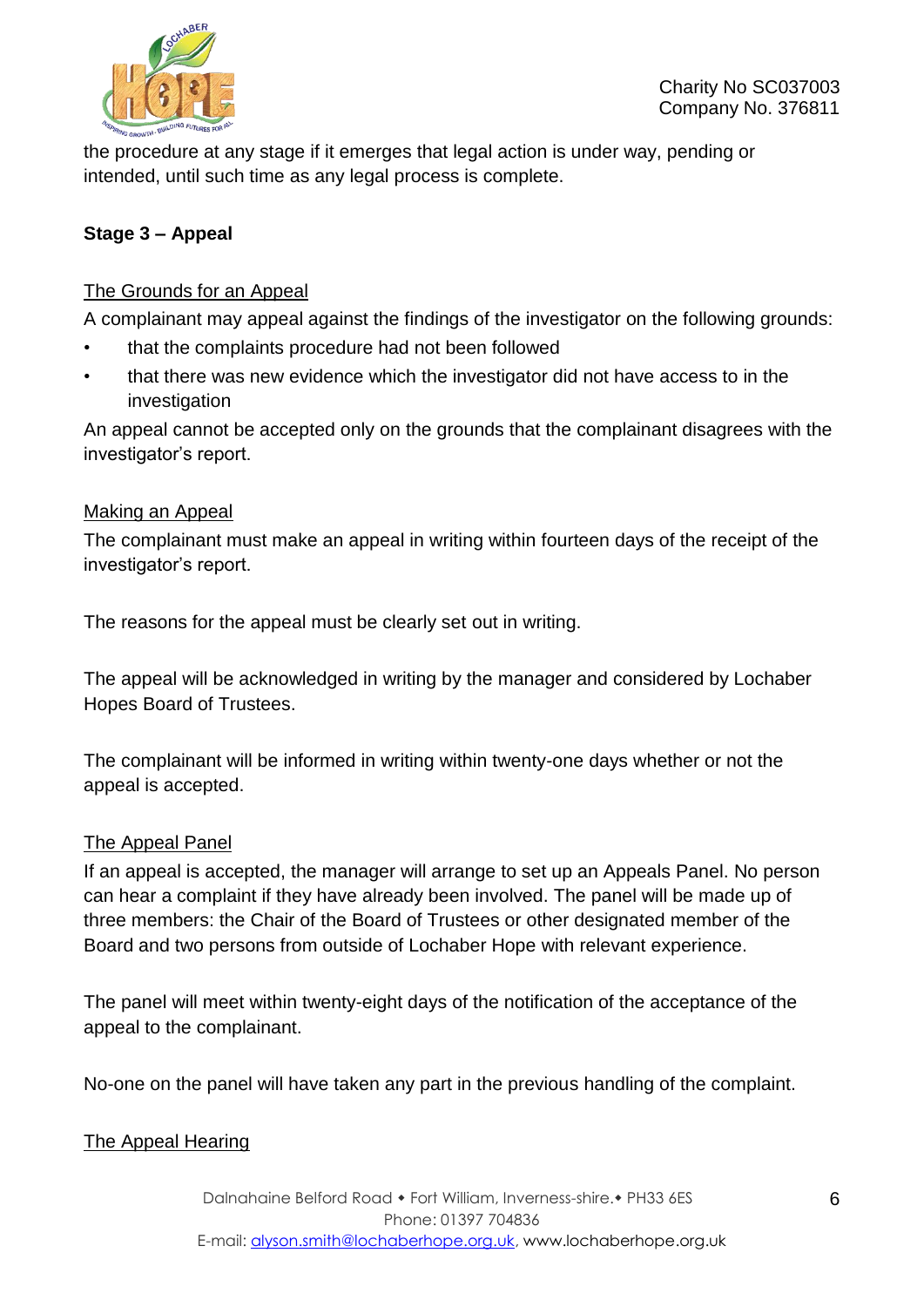the procedure at any stage if it emerges that legal action is under way, pending or intended, until such time as any legal process is complete.

**Stage 3 – Appeal**

The Grounds for an Appeal

A complainant may appeal against the findings of the investigator on the following grounds:

- that the complaints procedure had not been followed
- that there was new evidence which the investigator did not have access to in the investigation

An appeal cannot be accepted only on the grounds that the complainant disagrees with the investigator's report.

Making an Appeal

The complainant must make an appeal in writing within fourteen days of the receipt of the investigator's report.

The reasons for the appeal must be clearly set out in writing.

The appeal will be acknowledged in writing by the manager and considered by Lochaber Hopes Board of Trustees.

The complainant will be informed in writing within twenty-one days whether or not the appeal is accepted.

The Appeal Panel

If an appeal is accepted, the manager will arrange to set up an Appeals Panel. No person can hear a complaint if they have already been involved. The panel will be made up of three members: the Chair of the Board of Trustees or other designated member of the Board and two persons from outside of Lochaber Hope with relevant experience.

The panel will meet within twenty-eight days of the notification of the acceptance of the appeal to the complainant.

No-one on the panel will have taken any part in the previous handling of the complaint.

The Appeal Hearing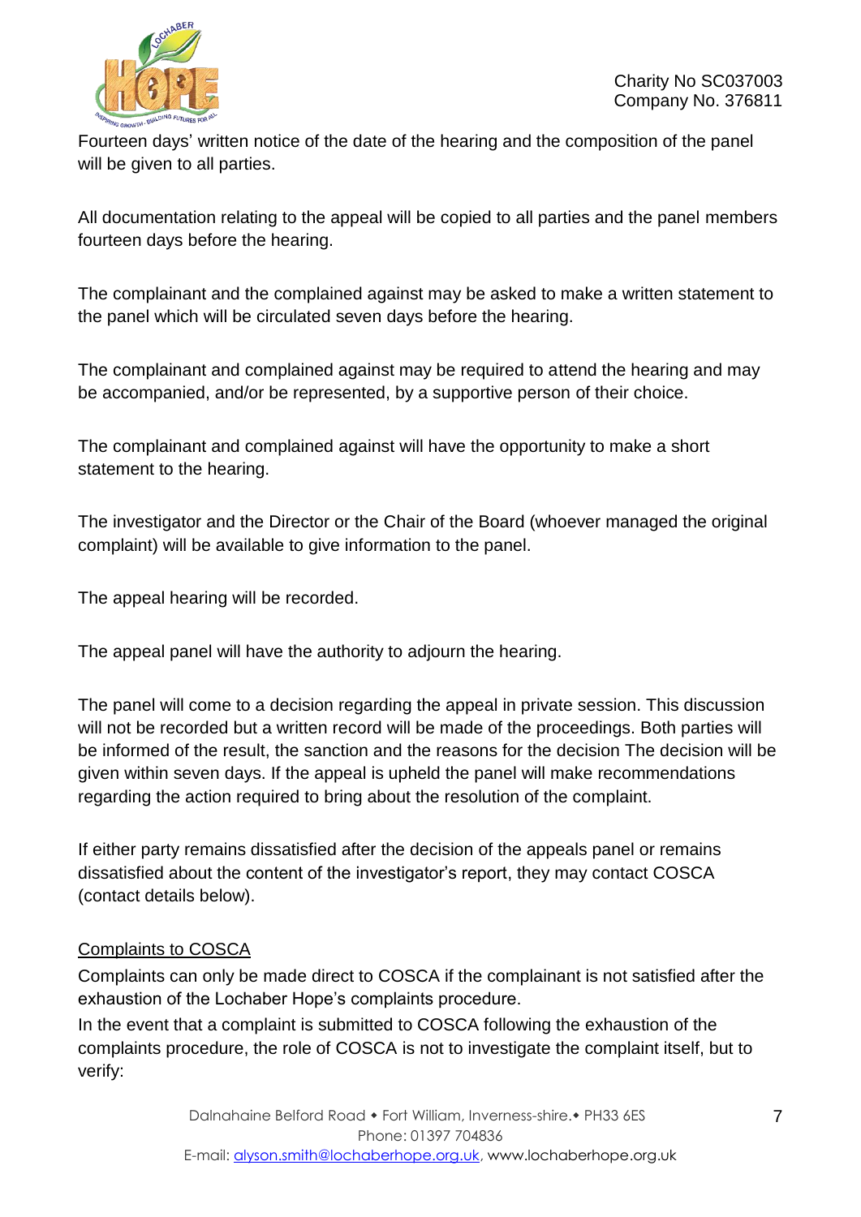Fourteen days' written notice of the date of the hearing and the composition of the panel will be given to all parties.

All documentation relating to the appeal will be copied to all parties and the panel members fourteen days before the hearing.

The complainant and the complained against may be asked to make a written statement to the panel which will be circulated seven days before the hearing.

The complainant and complained against may be required to attend the hearing and may be accompanied, and/or be represented, by a supportive person of their choice.

The complainant and complained against will have the opportunity to make a short statement to the hearing.

The investigator and the Director or the Chair of the Board (whoever managed the original complaint) will be available to give information to the panel.

The appeal hearing will be recorded.

The appeal panel will have the authority to adjourn the hearing.

The panel will come to a decision regarding the appeal in private session. This discussion will not be recorded but a written record will be made of the proceedings. Both parties will be informed of the result, the sanction and the reasons for the decision The decision will be given within seven days. If the appeal is upheld the panel will make recommendations regarding the action required to bring about the resolution of the complaint.

If either party remains dissatisfied after the decision of the appeals panel or remains dissatisfied about the content of the investigator's report, they may contact COSCA (contact details below).

<u>Complaints to COSCA</u>

Complaints can only be made direct to COSCA if the complainant is not satisfied after the exhaustion of the Lochaber Hope's complaints procedure.
In the event that a complaint is submitted to COSCA following the exhaustion of the complaints procedure, the role of COSCA is not to investigate the complaint itself, but to verify: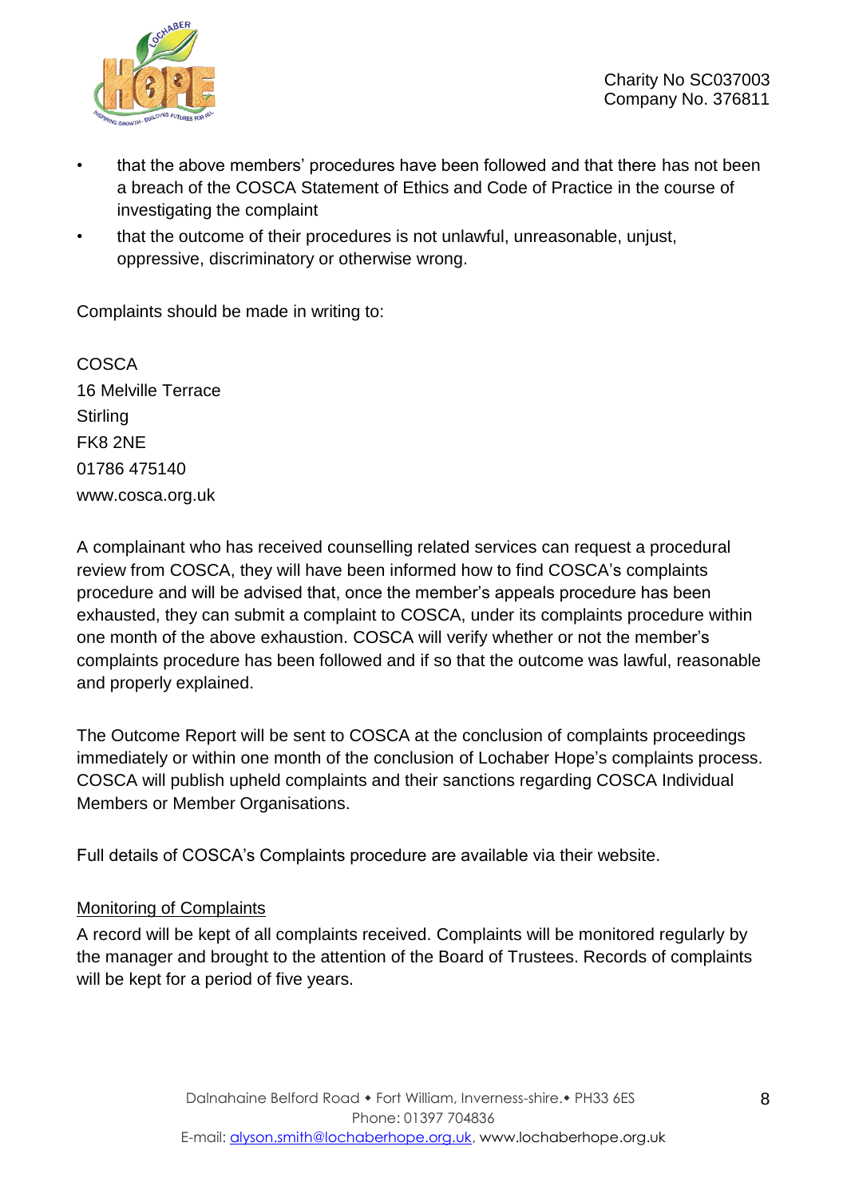- that the above members' procedures have been followed and that there has not been a breach of the COSCA Statement of Ethics and Code of Practice in the course of investigating the complaint
- that the outcome of their procedures is not unlawful, unreasonable, unjust, oppressive, discriminatory or otherwise wrong.

Complaints should be made in writing to:

COSCA  
16 Melville Terrace  
Stirling  
FK8 2NE  
01786 475140  
www.cosca.org.uk

A complainant who has received counselling related services can request a procedural review from COSCA, they will have been informed how to find COSCA's complaints procedure and will be advised that, once the member's appeals procedure has been exhausted, they can submit a complaint to COSCA, under its complaints procedure within one month of the above exhaustion. COSCA will verify whether or not the member's complaints procedure has been followed and if so that the outcome was lawful, reasonable and properly explained.

The Outcome Report will be sent to COSCA at the conclusion of complaints proceedings immediately or within one month of the conclusion of Lochaber Hope's complaints process. COSCA will publish upheld complaints and their sanctions regarding COSCA Individual Members or Member Organisations.

Full details of COSCA's Complaints procedure are available via their website.

<u>Monitoring of Complaints</u>

A record will be kept of all complaints received. Complaints will be monitored regularly by the manager and brought to the attention of the Board of Trustees. Records of complaints will be kept for a period of five years.